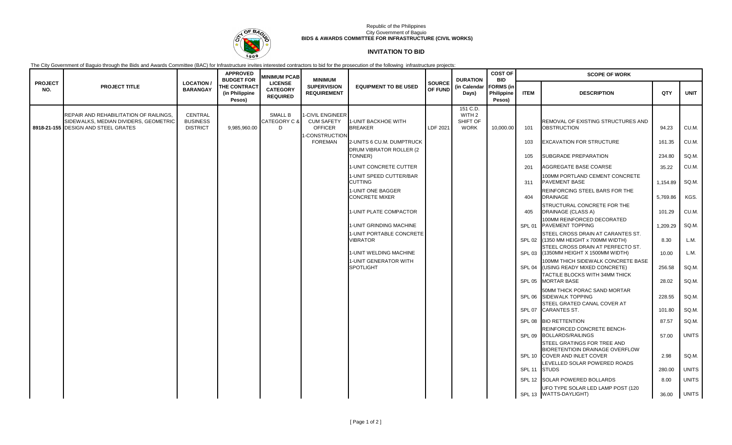Republic of the Philippines
City Government of Baguio
**BIDS & AWARDS COMMITTEE FOR INFRASTRUCTURE (CIVIL WORKS)**

# INVITATION TO BID

The City Government of Baguio through the Bids and Awards Committee (BAC) for Infrastructure invites interested contractors to bid for the prosecution of the following infrastructure projects:

| PROJECT NO. | PROJECT TITLE | LOCATION / BARANGAY | APPROVED BUDGET FOR THE CONTRACT (in Philippine Pesos) | MINIMUM PCAB LICENSE CATEGORY REQUIRED | MINIMUM SUPERVISION REQUIREMENT | EQUIPMENT TO BE USED | SOURCE OF FUND | DURATION (in Calendar Days) | COST OF BID FORMS (in Philippine Pesos) | SCOPE OF WORK | | | |
|---|---|---|---|---|---|---|---|---|---|---|---|---|---|
| | | | | | | | | | | ITEM | DESCRIPTION | QTY | UNIT |
| 8918-21-155 | REPAIR AND REHABILITATION OF RAILINGS, SIDEWALKS, MEDIAN DIVIDERS, GEOMETRIC DESIGN AND STEEL GRATES | CENTRAL BUSINESS DISTRICT | 9,985,960.00 | SMALL B CATEGORY C & D | 1-CIVIL ENGINEER CUM SAFETY OFFICER | 1-UNIT BACKHOE WITH BREAKER | LDF 2021 | 151 C.D. WITH 2 SHIFT OF WORK | 10,000.00 | 101 | REMOVAL OF EXISTING STRUCTURES AND OBSTRUCTION | 94.23 | CU.M. |
| | | | | | 1-CONSTRUCTION FOREMAN | 2-UNITS 6 CU.M. DUMPTRUCK | | | | 103 | EXCAVATION FOR STRUCTURE | 161.35 | CU.M. |
| | | | | | | DRUM VIBRATOR ROLLER (2 TONNER) | | | | 105 | SUBGRADE PREPARATION | 234.80 | SQ.M. |
| | | | | | | 1-UNIT CONCRETE CUTTER | | | | 201 | AGGREGATE BASE COARSE | 35.22 | CU.M. |
| | | | | | | 1-UNIT SPEED CUTTER/BAR CUTTING | | | | 311 | 100MM PORTLAND CEMENT CONCRETE PAVEMENT BASE | 1,154.89 | SQ.M. |
| | | | | | | 1-UNIT ONE BAGGER CONCRETE MIXER | | | | 404 | REINFORCING STEEL BARS FOR THE DRAINAGE | 5,769.86 | KGS. |
| | | | | | | 1-UNIT PLATE COMPACTOR | | | | 405 | STRUCTURAL CONCRETE FOR THE DRAINAGE (CLASS A) | 101.29 | CU.M. |
| | | | | | | 1-UNIT GRINDING MACHINE | | | | SPL 01 | 100MM REINFORCED CONCRETE DECORATED PAVEMENT TOPPING | 1,209.29 | SQ.M. |
| | | | | | | 1-UNIT PORTABLE CONCRETE VIBRATOR | | | | SPL 02 | STEEL CROSS DRAIN AT CARANTES ST. (1350 MM HEIGHT x 700MM WIDTH) | 8.30 | L.M. |
| | | | | | | 1-UNIT WELDING MACHINE | | | | SPL 03 | STEEL CROSS DRAIN AT PERFECTO ST. (1350MM HEIGHT X 1500MM WIDTH) | 10.00 | L.M. |
| | | | | | | 1-UNIT GENERATOR WITH SPOTLIGHT | | | | SPL 04 | 100MM THICH SIDEWALK CONCRETE BASE (USING READY MIXED CONCRETE) | 256.58 | SQ.M. |
| | | | | | | | | | | SPL 05 | TACTILE BLOCKS WITH 34MM THICK MORTAR BASE | 28.02 | SQ.M. |
| | | | | | | | | | | SPL 06 | 50MM THICK PORAC SAND MORTAR SIDEWALK TOPPING | 228.55 | SQ.M. |
| | | | | | | | | | | SPL 07 | STEEL GRATED CANAL COVER AT CARANTES ST. | 101.80 | SQ.M. |
| | | | | | | | | | | SPL 08 | BIO RETTENTION | 87.57 | SQ.M. |
| | | | | | | | | | | SPL 09 | REINFORCED CONCRETE BENCH-BOLLARDS/RAILINGS | 57.00 | UNITS |
| | | | | | | | | | | SPL 10 | STEEL GRATINGS FOR TREE AND BIORETENTIOIN DRAINAGE OVERFLOW COVER AND INLET COVER | 2.98 | SQ.M. |
| | | | | | | | | | | SPL 11 | LEVELLED SOLAR POWERED ROADS STUDS | 280.00 | UNITS |
| | | | | | | | | | | SPL 12 | SOLAR POWERED BOLLARDS | 8.00 | UNITS |
| | | | | | | | | | | SPL 13 | UFO TYPE SOLAR LED LAMP POST (120 WATTS-DAYLIGHT) | 36.00 | UNITS |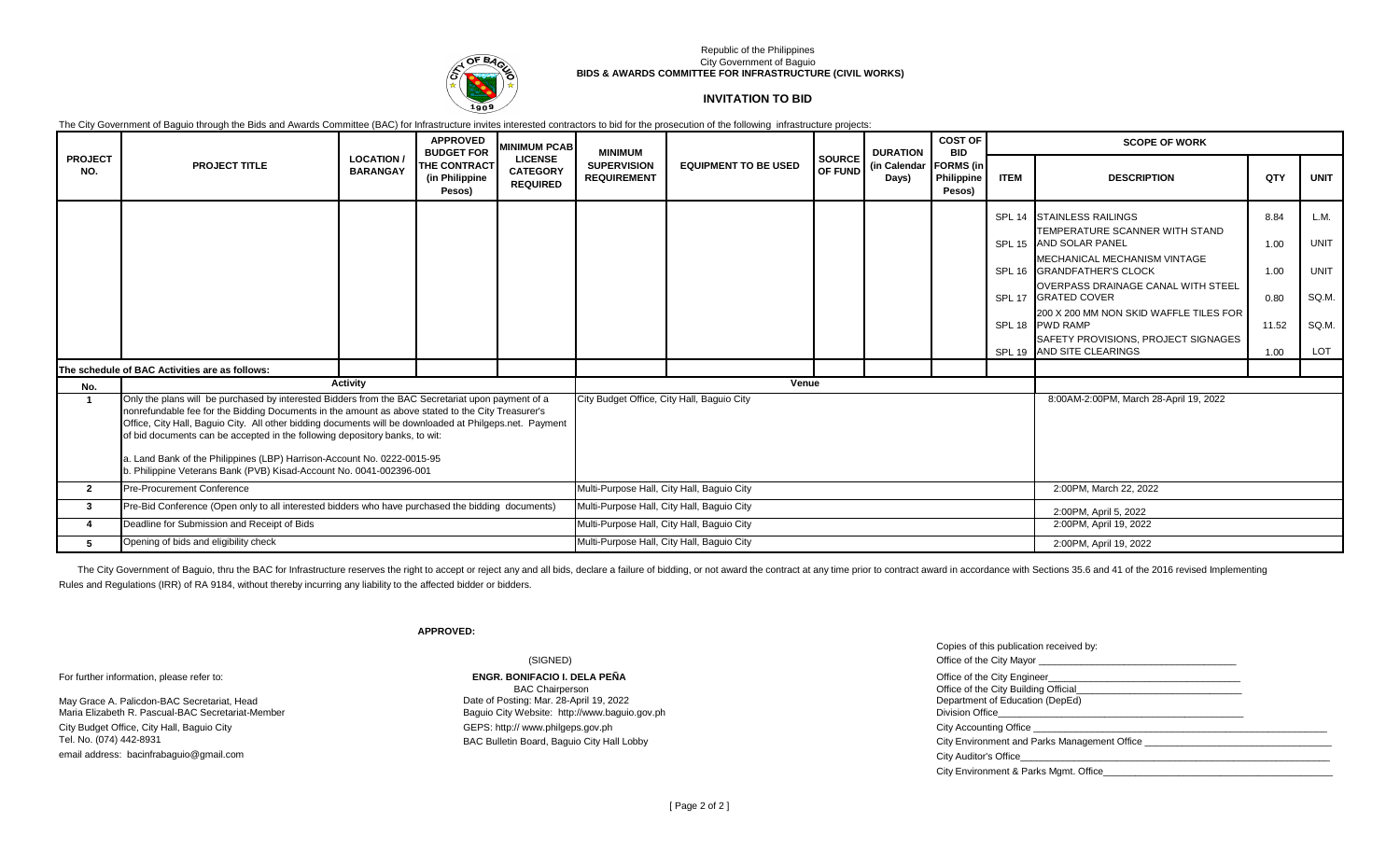Republic of the Philippines
City Government of Baguio
**BIDS & AWARDS COMMITTEE FOR INFRASTRUCTURE (CIVIL WORKS)**

## INVITATION TO BID

The City Government of Baguio through the Bids and Awards Committee (BAC) for Infrastructure invites interested contractors to bid for the prosecution of the following infrastructure projects:

| PROJECT NO. | PROJECT TITLE | LOCATION / BARANGAY | APPROVED BUDGET FOR THE CONTRACT (in Philippine Pesos) | MINIMUM PCAB LICENSE CATEGORY REQUIRED | MINIMUM SUPERVISION REQUIREMENT | EQUIPMENT TO BE USED | SOURCE OF FUND | DURATION (in Calendar Days) | COST OF BID FORMS (in Philippine Pesos) | SCOPE OF WORK: ITEM | DESCRIPTION | QTY | UNIT |
|---|---|---|---|---|---|---|---|---|---|---|---|---|---|
| | | | | | | | | | | SPL 14 | STAINLESS RAILINGS | 8.84 | L.M. |
| | | | | | | | | | | SPL 15 | TEMPERATURE SCANNER WITH STAND AND SOLAR PANEL | 1.00 | UNIT |
| | | | | | | | | | | SPL 16 | MECHANICAL MECHANISM VINTAGE GRANDFATHER'S CLOCK | 1.00 | UNIT |
| | | | | | | | | | | SPL 17 | OVERPASS DRAINAGE CANAL WITH STEEL GRATED COVER | 0.80 | SQ.M. |
| | | | | | | | | | | SPL 18 | 200 X 200 MM NON SKID WAFFLE TILES FOR PWD RAMP | 11.52 | SQ.M. |
| | | | | | | | | | | SPL 19 | SAFETY PROVISIONS, PROJECT SIGNAGES AND SITE CLEARINGS | 1.00 | LOT |

**The schedule of BAC Activities are as follows:**

| No. | Activity | Venue | |
|---|---|---|---|
| 1 | Only the plans will be purchased by interested Bidders from the BAC Secretariat upon payment of a nonrefundable fee for the Bidding Documents in the amount as above stated to the City Treasurer's Office, City Hall, Baguio City. All other bidding documents will be downloaded at Philgeps.net. Payment of bid documents can be accepted in the following depository banks, to wit:<br><br>a. Land Bank of the Philippines (LBP) Harrison-Account No. 0222-0015-95<br>b. Philippine Veterans Bank (PVB) Kisad-Account No. 0041-002396-001 | City Budget Office, City Hall, Baguio City | 8:00AM-2:00PM, March 28-April 19, 2022 |
| 2 | Pre-Procurement Conference | Multi-Purpose Hall, City Hall, Baguio City | 2:00PM, March 22, 2022 |
| 3 | Pre-Bid Conference (Open only to all interested bidders who have purchased the bidding documents) | Multi-Purpose Hall, City Hall, Baguio City | 2:00PM, April 5, 2022 |
| 4 | Deadline for Submission and Receipt of Bids | Multi-Purpose Hall, City Hall, Baguio City | 2:00PM, April 19, 2022 |
| 5 | Opening of bids and eligibility check | Multi-Purpose Hall, City Hall, Baguio City | 2:00PM, April 19, 2022 |

The City Government of Baguio, thru the BAC for Infrastructure reserves the right to accept or reject any and all bids, declare a failure of bidding, or not award the contract at any time prior to contract award in accordance with Sections 35.6 and 41 of the 2016 revised Implementing Rules and Regulations (IRR) of RA 9184, without thereby incurring any liability to the affected bidder or bidders.

**APPROVED:**

(SIGNED)
**ENGR. BONIFACIO I. DELA PEÑA**
BAC Chairperson
Date of Posting: Mar. 28-April 19, 2022
Baguio City Website: http://www.baguio.gov.ph
GEPS: http:// www.philgeps.gov.ph
BAC Bulletin Board, Baguio City Hall Lobby

For further information, please refer to:

May Grace A. Palicdon-BAC Secretariat, Head
Maria Elizabeth R. Pascual-BAC Secretariat-Member
City Budget Office, City Hall, Baguio City
Tel. No. (074) 442-8931
email address: bacinfrabaguio@gmail.com

Copies of this publication received by:
Office of the City Mayor ____________________
Office of the City Engineer____________________
Office of the City Building Official____________________
Department of Education (DepEd)
Division Office____________________
City Accounting Office ____________________
City Environment and Parks Management Office ____________________
City Auditor's Office____________________
City Environment & Parks Mgmt. Office____________________